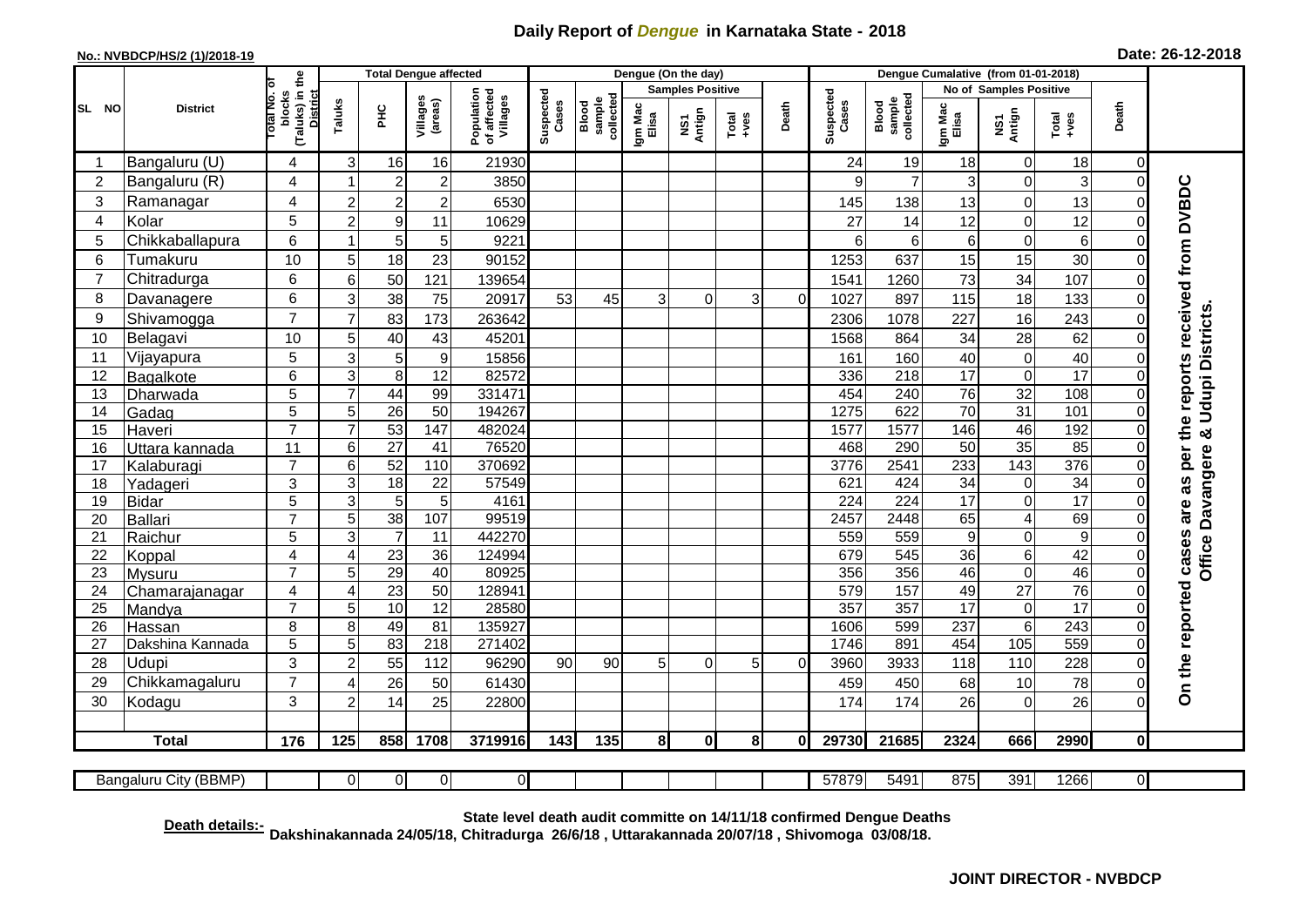# Daily Report of *Dengue* in Karnataka State - 2018

**No.: NVBDCP/HS/2 (1)/2018-19** **Date: 26-12-2018**

| SL NO | District | Total No. of blocks (Taluks) in the District | Total Dengue affected | | | | Dengue (On the day) | | | | | | | Dengue Cumalative (from 01-01-2018) | | | | | | | |
|---|---|---|---|---|---|---|---|---|---|---|---|---|---|---|---|---|---|---|---|---|
| | | | Taluks | PHC | Villages (areas) | Population of affected Villages | Suspected Cases | Blood sample collected | Samples Positive | | | Death | Suspected Cases | Blood sample collected | No of Samples Positive | | | Death | |
| | | | | | | | | | Igm Mac Elisa | NS1 Antign | Total +ves | | | | Igm Mac Elisa | NS1 Antign | Total +ves | | |
| 1 | Bangaluru (U) | 4 | 3 | 16 | 16 | 21930 | | | | | | | 24 | 19 | 18 | 0 | 18 | 0 | On the reported cases are as per the reports received from DVBDC Office Davangere & Udupi Districts. |
| 2 | Bangaluru (R) | 4 | 1 | 2 | 2 | 3850 | | | | | | | 9 | 7 | 3 | 0 | 3 | 0 | |
| 3 | Ramanagar | 4 | 2 | 2 | 2 | 6530 | | | | | | | 145 | 138 | 13 | 0 | 13 | 0 | |
| 4 | Kolar | 5 | 2 | 9 | 11 | 10629 | | | | | | | 27 | 14 | 12 | 0 | 12 | 0 | |
| 5 | Chikkaballapura | 6 | 1 | 5 | 5 | 9221 | | | | | | | 6 | 6 | 6 | 0 | 6 | 0 | |
| 6 | Tumakuru | 10 | 5 | 18 | 23 | 90152 | | | | | | | 1253 | 637 | 15 | 15 | 30 | 0 | |
| 7 | Chitradurga | 6 | 6 | 50 | 121 | 139654 | | | | | | | 1541 | 1260 | 73 | 34 | 107 | 0 | |
| 8 | Davanagere | 6 | 3 | 38 | 75 | 20917 | 53 | 45 | 3 | 0 | 3 | 0 | 1027 | 897 | 115 | 18 | 133 | 0 | |
| 9 | Shivamogga | 7 | 7 | 83 | 173 | 263642 | | | | | | | 2306 | 1078 | 227 | 16 | 243 | 0 | |
| 10 | Belagavi | 10 | 5 | 40 | 43 | 45201 | | | | | | | 1568 | 864 | 34 | 28 | 62 | 0 | |
| 11 | Vijayapura | 5 | 3 | 5 | 9 | 15856 | | | | | | | 161 | 160 | 40 | 0 | 40 | 0 | |
| 12 | Bagalkote | 6 | 3 | 8 | 12 | 82572 | | | | | | | 336 | 218 | 17 | 0 | 17 | 0 | |
| 13 | Dharwada | 5 | 7 | 44 | 99 | 331471 | | | | | | | 454 | 240 | 76 | 32 | 108 | 0 | |
| 14 | Gadag | 5 | 5 | 26 | 50 | 194267 | | | | | | | 1275 | 622 | 70 | 31 | 101 | 0 | |
| 15 | Haveri | 7 | 7 | 53 | 147 | 482024 | | | | | | | 1577 | 1577 | 146 | 46 | 192 | 0 | |
| 16 | Uttara kannada | 11 | 6 | 27 | 41 | 76520 | | | | | | | 468 | 290 | 50 | 35 | 85 | 0 | |
| 17 | Kalaburagi | 7 | 6 | 52 | 110 | 370692 | | | | | | | 3776 | 2541 | 233 | 143 | 376 | 0 | |
| 18 | Yadageri | 3 | 3 | 18 | 22 | 57549 | | | | | | | 621 | 424 | 34 | 0 | 34 | 0 | |
| 19 | Bidar | 5 | 3 | 5 | 5 | 4161 | | | | | | | 224 | 224 | 17 | 0 | 17 | 0 | |
| 20 | Ballari | 7 | 5 | 38 | 107 | 99519 | | | | | | | 2457 | 2448 | 65 | 4 | 69 | 0 | |
| 21 | Raichur | 5 | 3 | 7 | 11 | 442270 | | | | | | | 559 | 559 | 9 | 0 | 9 | 0 | |
| 22 | Koppal | 4 | 4 | 23 | 36 | 124994 | | | | | | | 679 | 545 | 36 | 6 | 42 | 0 | |
| 23 | Mysuru | 7 | 5 | 29 | 40 | 80925 | | | | | | | 356 | 356 | 46 | 0 | 46 | 0 | |
| 24 | Chamarajanagar | 4 | 4 | 23 | 50 | 128941 | | | | | | | 579 | 157 | 49 | 27 | 76 | 0 | |
| 25 | Mandya | 7 | 5 | 10 | 12 | 28580 | | | | | | | 357 | 357 | 17 | 0 | 17 | 0 | |
| 26 | Hassan | 8 | 8 | 49 | 81 | 135927 | | | | | | | 1606 | 599 | 237 | 6 | 243 | 0 | |
| 27 | Dakshina Kannada | 5 | 5 | 83 | 218 | 271402 | | | | | | | 1746 | 891 | 454 | 105 | 559 | 0 | |
| 28 | Udupi | 3 | 2 | 55 | 112 | 96290 | 90 | 90 | 5 | 0 | 5 | 0 | 3960 | 3933 | 118 | 110 | 228 | 0 | |
| 29 | Chikkamagaluru | 7 | 4 | 26 | 50 | 61430 | | | | | | | 459 | 450 | 68 | 10 | 78 | 0 | |
| 30 | Kodagu | 3 | 2 | 14 | 25 | 22800 | | | | | | | 174 | 174 | 26 | 0 | 26 | 0 | |
| | **Total** | **176** | **125** | **858** | **1708** | **3719916** | **143** | **135** | **8** | **0** | **8** | **0** | **29730** | **21685** | **2324** | **666** | **2990** | **0** | |
| | Bangaluru City (BBMP) | | 0 | 0 | 0 | 0 | | | | | | | 57879 | 5491 | 875 | 391 | 1266 | 0 | |

**Death details:-** **State level death audit committe on 14/11/18 confirmed Dengue Deaths Dakshinakannada 24/05/18, Chitradurga 26/6/18 , Uttarakannada 20/07/18 , Shivomoga 03/08/18.**

**JOINT DIRECTOR - NVBDCP**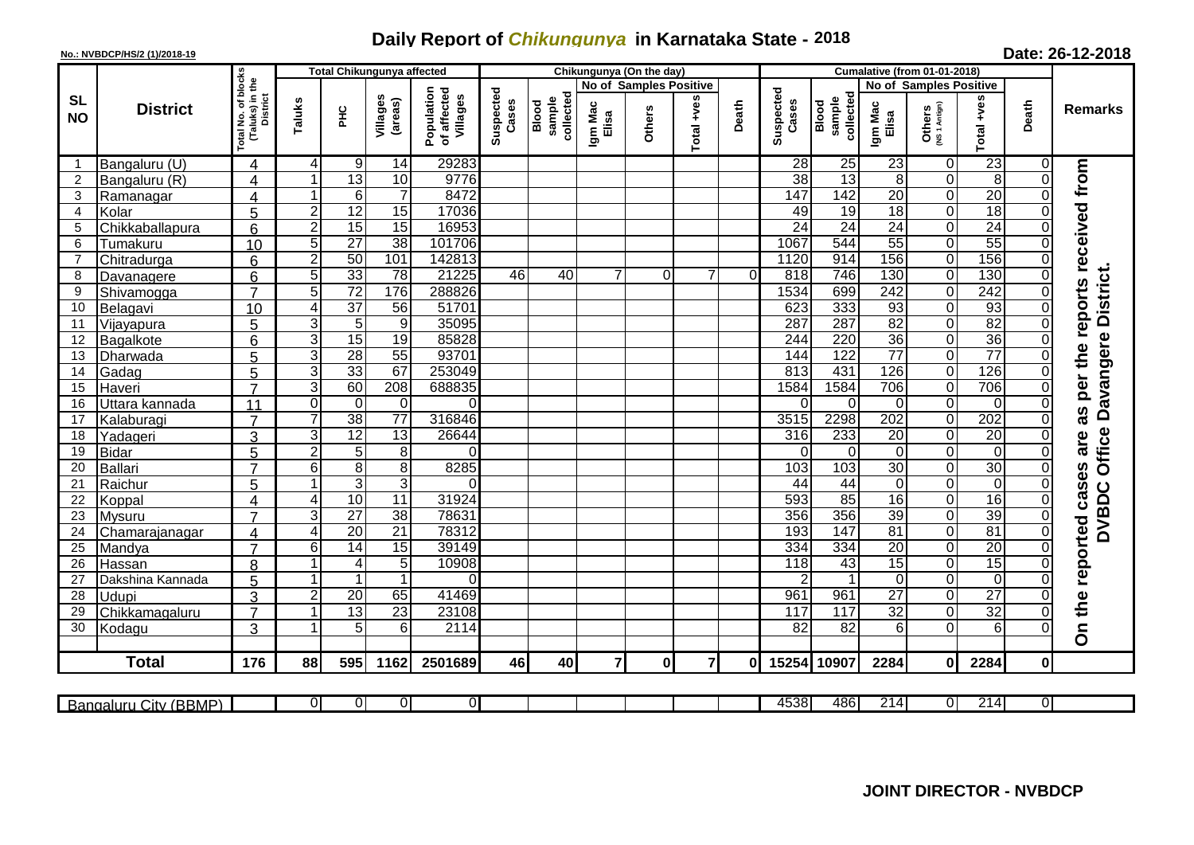# Daily Report of *Chikungunya* in Karnataka State - 2018

**No.: NVBDCP/HS/2 (1)/2018-19**

**Date: 26-12-2018**

| SL NO | District | Total No. of blocks (Taluks) in the District | Total Chikungunya affected | | | | Chikungunya (On the day) | | | | | | | Cumalative (from 01-01-2018) | | | | | | | Remarks |
|---|---|---|---|---|---|---|---|---|---|---|---|---|---|---|---|---|---|---|---|---|---|
| | | | Taluks | PHC | Villages (areas) | Population of affected Villages | Suspected Cases | Blood sample collected | No of Samples Positive | | | Death | Suspected Cases | Blood sample collected | No of Samples Positive | | | Death | |
| | | | | | | | | | Igm Mac Elisa | Others | Total +ves | | | | Igm Mac Elisa | Others (NS 1 Antign) | Total +ves | | |
| 1 | Bangaluru (U) | 4 | 4 | 9 | 14 | 29283 | | | | | | | 28 | 25 | 23 | 0 | 23 | 0 | On the reported cases are as per the reports received from DVBDC Office Davangere District. |
| 2 | Bangaluru (R) | 4 | 1 | 13 | 10 | 9776 | | | | | | | 38 | 13 | 8 | 0 | 8 | 0 | |
| 3 | Ramanagar | 4 | 1 | 6 | 7 | 8472 | | | | | | | 147 | 142 | 20 | 0 | 20 | 0 | |
| 4 | Kolar | 5 | 2 | 12 | 15 | 17036 | | | | | | | 49 | 19 | 18 | 0 | 18 | 0 | |
| 5 | Chikkaballapura | 6 | 2 | 15 | 15 | 16953 | | | | | | | 24 | 24 | 24 | 0 | 24 | 0 | |
| 6 | Tumakuru | 10 | 5 | 27 | 38 | 101706 | | | | | | | 1067 | 544 | 55 | 0 | 55 | 0 | |
| 7 | Chitradurga | 6 | 2 | 50 | 101 | 142813 | | | | | | | 1120 | 914 | 156 | 0 | 156 | 0 | |
| 8 | Davanagere | 6 | 5 | 33 | 78 | 21225 | 46 | 40 | 7 | 0 | 7 | 0 | 818 | 746 | 130 | 0 | 130 | 0 | |
| 9 | Shivamogga | 7 | 5 | 72 | 176 | 288826 | | | | | | | 1534 | 699 | 242 | 0 | 242 | 0 | |
| 10 | Belagavi | 10 | 4 | 37 | 56 | 51701 | | | | | | | 623 | 333 | 93 | 0 | 93 | 0 | |
| 11 | Vijayapura | 5 | 3 | 5 | 9 | 35095 | | | | | | | 287 | 287 | 82 | 0 | 82 | 0 | |
| 12 | Bagalkote | 6 | 3 | 15 | 19 | 85828 | | | | | | | 244 | 220 | 36 | 0 | 36 | 0 | |
| 13 | Dharwada | 5 | 3 | 28 | 55 | 93701 | | | | | | | 144 | 122 | 77 | 0 | 77 | 0 | |
| 14 | Gadag | 5 | 3 | 33 | 67 | 253049 | | | | | | | 813 | 431 | 126 | 0 | 126 | 0 | |
| 15 | Haveri | 7 | 3 | 60 | 208 | 688835 | | | | | | | 1584 | 1584 | 706 | 0 | 706 | 0 | |
| 16 | Uttara kannada | 11 | 0 | 0 | 0 | 0 | | | | | | | 0 | 0 | 0 | 0 | 0 | 0 | |
| 17 | Kalaburagi | 7 | 7 | 38 | 77 | 316846 | | | | | | | 3515 | 2298 | 202 | 0 | 202 | 0 | |
| 18 | Yadageri | 3 | 3 | 12 | 13 | 26644 | | | | | | | 316 | 233 | 20 | 0 | 20 | 0 | |
| 19 | Bidar | 5 | 2 | 5 | 8 | 0 | | | | | | | 0 | 0 | 0 | 0 | 0 | 0 | |
| 20 | Ballari | 7 | 6 | 8 | 8 | 8285 | | | | | | | 103 | 103 | 30 | 0 | 30 | 0 | |
| 21 | Raichur | 5 | 1 | 3 | 3 | 0 | | | | | | | 44 | 44 | 0 | 0 | 0 | 0 | |
| 22 | Koppal | 4 | 4 | 10 | 11 | 31924 | | | | | | | 593 | 85 | 16 | 0 | 16 | 0 | |
| 23 | Mysuru | 7 | 3 | 27 | 38 | 78631 | | | | | | | 356 | 356 | 39 | 0 | 39 | 0 | |
| 24 | Chamarajanagar | 4 | 4 | 20 | 21 | 78312 | | | | | | | 193 | 147 | 81 | 0 | 81 | 0 | |
| 25 | Mandya | 7 | 6 | 14 | 15 | 39149 | | | | | | | 334 | 334 | 20 | 0 | 20 | 0 | |
| 26 | Hassan | 8 | 1 | 4 | 5 | 10908 | | | | | | | 118 | 43 | 15 | 0 | 15 | 0 | |
| 27 | Dakshina Kannada | 5 | 1 | 1 | 1 | 0 | | | | | | | 2 | 1 | 0 | 0 | 0 | 0 | |
| 28 | Udupi | 3 | 2 | 20 | 65 | 41469 | | | | | | | 961 | 961 | 27 | 0 | 27 | 0 | |
| 29 | Chikkamagaluru | 7 | 1 | 13 | 23 | 23108 | | | | | | | 117 | 117 | 32 | 0 | 32 | 0 | |
| 30 | Kodagu | 3 | 1 | 5 | 6 | 2114 | | | | | | | 82 | 82 | 6 | 0 | 6 | 0 | |
| | **Total** | **176** | **88** | **595** | **1162** | **2501689** | **46** | **40** | **7** | **0** | **7** | **0** | **15254** | **10907** | **2284** | **0** | **2284** | **0** | |
| | Bangaluru City (BBMP) | | 0 | 0 | 0 | 0 | | | | | | | 4538 | 486 | 214 | 0 | 214 | 0 | |

**JOINT DIRECTOR - NVBDCP**